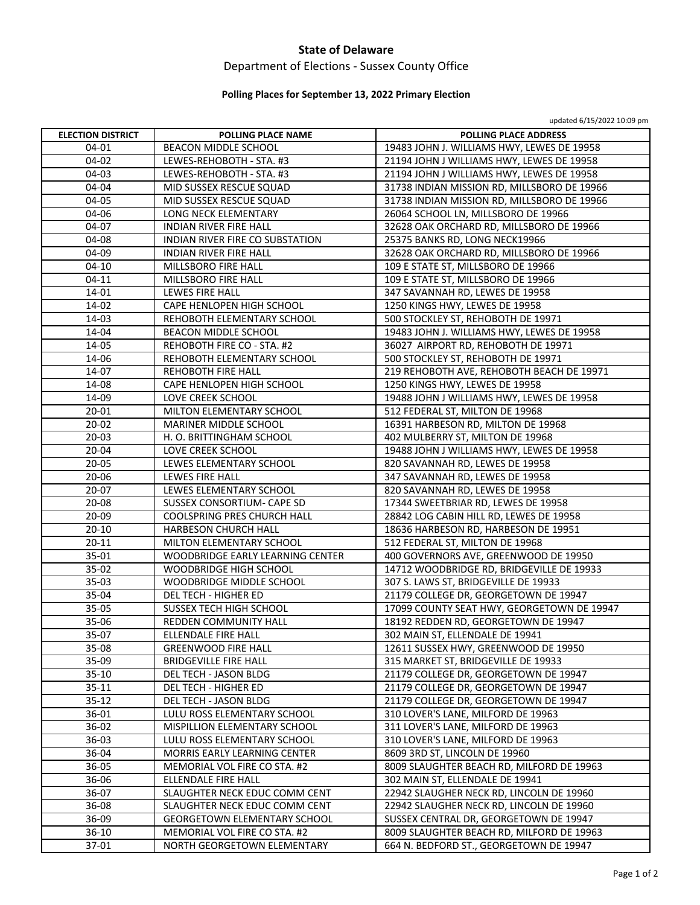# State of Delaware

## Department of Elections - Sussex County Office

### Polling Places for September 13, 2022 Primary Election

updated 6/15/2022 10:09 pm

| ELECTION DISTRICT | POLLING PLACE NAME | POLLING PLACE ADDRESS |
|---|---|---|
| 04-01 | BEACON MIDDLE SCHOOL | 19483 JOHN J. WILLIAMS HWY, LEWES DE 19958 |
| 04-02 | LEWES-REHOBOTH - STA. #3 | 21194 JOHN J WILLIAMS HWY, LEWES DE 19958 |
| 04-03 | LEWES-REHOBOTH - STA. #3 | 21194 JOHN J WILLIAMS HWY, LEWES DE 19958 |
| 04-04 | MID SUSSEX RESCUE SQUAD | 31738 INDIAN MISSION RD, MILLSBORO DE 19966 |
| 04-05 | MID SUSSEX RESCUE SQUAD | 31738 INDIAN MISSION RD, MILLSBORO DE 19966 |
| 04-06 | LONG NECK ELEMENTARY | 26064 SCHOOL LN, MILLSBORO DE 19966 |
| 04-07 | INDIAN RIVER FIRE HALL | 32628 OAK ORCHARD RD, MILLSBORO DE 19966 |
| 04-08 | INDIAN RIVER FIRE CO SUBSTATION | 25375 BANKS RD, LONG NECK19966 |
| 04-09 | INDIAN RIVER FIRE HALL | 32628 OAK ORCHARD RD, MILLSBORO DE 19966 |
| 04-10 | MILLSBORO FIRE HALL | 109 E STATE ST, MILLSBORO DE 19966 |
| 04-11 | MILLSBORO FIRE HALL | 109 E STATE ST, MILLSBORO DE 19966 |
| 14-01 | LEWES FIRE HALL | 347 SAVANNAH RD, LEWES DE 19958 |
| 14-02 | CAPE HENLOPEN HIGH SCHOOL | 1250 KINGS HWY, LEWES DE 19958 |
| 14-03 | REHOBOTH ELEMENTARY SCHOOL | 500 STOCKLEY ST, REHOBOTH DE 19971 |
| 14-04 | BEACON MIDDLE SCHOOL | 19483 JOHN J. WILLIAMS HWY, LEWES DE 19958 |
| 14-05 | REHOBOTH FIRE CO - STA. #2 | 36027 AIRPORT RD, REHOBOTH DE 19971 |
| 14-06 | REHOBOTH ELEMENTARY SCHOOL | 500 STOCKLEY ST, REHOBOTH DE 19971 |
| 14-07 | REHOBOTH FIRE HALL | 219 REHOBOTH AVE, REHOBOTH BEACH DE 19971 |
| 14-08 | CAPE HENLOPEN HIGH SCHOOL | 1250 KINGS HWY, LEWES DE 19958 |
| 14-09 | LOVE CREEK SCHOOL | 19488 JOHN J WILLIAMS HWY, LEWES DE 19958 |
| 20-01 | MILTON ELEMENTARY SCHOOL | 512 FEDERAL ST, MILTON DE 19968 |
| 20-02 | MARINER MIDDLE SCHOOL | 16391 HARBESON RD, MILTON DE 19968 |
| 20-03 | H. O. BRITTINGHAM SCHOOL | 402 MULBERRY ST, MILTON DE 19968 |
| 20-04 | LOVE CREEK SCHOOL | 19488 JOHN J WILLIAMS HWY, LEWES DE 19958 |
| 20-05 | LEWES ELEMENTARY SCHOOL | 820 SAVANNAH RD, LEWES DE 19958 |
| 20-06 | LEWES FIRE HALL | 347 SAVANNAH RD, LEWES DE 19958 |
| 20-07 | LEWES ELEMENTARY SCHOOL | 820 SAVANNAH RD, LEWES DE 19958 |
| 20-08 | SUSSEX CONSORTIUM- CAPE SD | 17344 SWEETBRIAR RD, LEWES DE 19958 |
| 20-09 | COOLSPRING PRES CHURCH HALL | 28842 LOG CABIN HILL RD, LEWES DE 19958 |
| 20-10 | HARBESON CHURCH HALL | 18636 HARBESON RD, HARBESON DE 19951 |
| 20-11 | MILTON ELEMENTARY SCHOOL | 512 FEDERAL ST, MILTON DE 19968 |
| 35-01 | WOODBRIDGE EARLY LEARNING CENTER | 400 GOVERNORS AVE, GREENWOOD DE 19950 |
| 35-02 | WOODBRIDGE HIGH SCHOOL | 14712 WOODBRIDGE RD, BRIDGEVILLE DE 19933 |
| 35-03 | WOODBRIDGE MIDDLE SCHOOL | 307 S. LAWS ST, BRIDGEVILLE DE 19933 |
| 35-04 | DEL TECH - HIGHER ED | 21179 COLLEGE DR, GEORGETOWN DE 19947 |
| 35-05 | SUSSEX TECH HIGH SCHOOL | 17099 COUNTY SEAT HWY, GEORGETOWN DE 19947 |
| 35-06 | REDDEN COMMUNITY HALL | 18192 REDDEN RD, GEORGETOWN DE 19947 |
| 35-07 | ELLENDALE FIRE HALL | 302 MAIN ST, ELLENDALE DE 19941 |
| 35-08 | GREENWOOD FIRE HALL | 12611 SUSSEX HWY, GREENWOOD DE 19950 |
| 35-09 | BRIDGEVILLE FIRE HALL | 315 MARKET ST, BRIDGEVILLE DE 19933 |
| 35-10 | DEL TECH - JASON BLDG | 21179 COLLEGE DR, GEORGETOWN DE 19947 |
| 35-11 | DEL TECH - HIGHER ED | 21179 COLLEGE DR, GEORGETOWN DE 19947 |
| 35-12 | DEL TECH - JASON BLDG | 21179 COLLEGE DR, GEORGETOWN DE 19947 |
| 36-01 | LULU ROSS ELEMENTARY SCHOOL | 310 LOVER'S LANE, MILFORD DE 19963 |
| 36-02 | MISPILLION ELEMENTARY SCHOOL | 311 LOVER'S LANE, MILFORD DE 19963 |
| 36-03 | LULU ROSS ELEMENTARY SCHOOL | 310 LOVER'S LANE, MILFORD DE 19963 |
| 36-04 | MORRIS EARLY LEARNING CENTER | 8609 3RD ST, LINCOLN DE 19960 |
| 36-05 | MEMORIAL VOL FIRE CO STA. #2 | 8009 SLAUGHTER BEACH RD, MILFORD DE 19963 |
| 36-06 | ELLENDALE FIRE HALL | 302 MAIN ST, ELLENDALE DE 19941 |
| 36-07 | SLAUGHTER NECK EDUC COMM CENT | 22942 SLAUGHER NECK RD, LINCOLN DE 19960 |
| 36-08 | SLAUGHTER NECK EDUC COMM CENT | 22942 SLAUGHER NECK RD, LINCOLN DE 19960 |
| 36-09 | GEORGETOWN ELEMENTARY SCHOOL | SUSSEX CENTRAL DR, GEORGETOWN DE 19947 |
| 36-10 | MEMORIAL VOL FIRE CO STA. #2 | 8009 SLAUGHTER BEACH RD, MILFORD DE 19963 |
| 37-01 | NORTH GEORGETOWN ELEMENTARY | 664 N. BEDFORD ST., GEORGETOWN DE 19947 |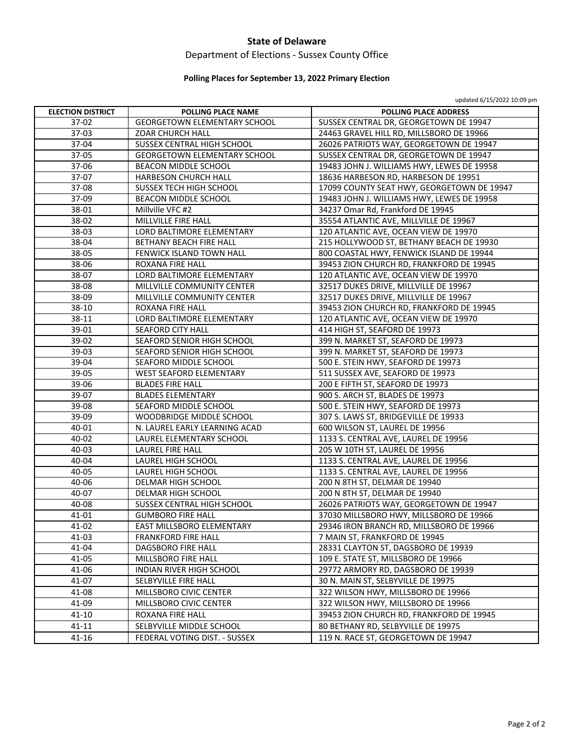**State of Delaware**

Department of Elections - Sussex County Office

**Polling Places for September 13, 2022 Primary Election**

updated 6/15/2022 10:09 pm

| ELECTION DISTRICT | POLLING PLACE NAME | POLLING PLACE ADDRESS |
|---|---|---|
| 37-02 | GEORGETOWN ELEMENTARY SCHOOL | SUSSEX CENTRAL DR, GEORGETOWN DE 19947 |
| 37-03 | ZOAR CHURCH HALL | 24463 GRAVEL HILL RD, MILLSBORO DE 19966 |
| 37-04 | SUSSEX CENTRAL HIGH SCHOOL | 26026 PATRIOTS WAY, GEORGETOWN DE 19947 |
| 37-05 | GEORGETOWN ELEMENTARY SCHOOL | SUSSEX CENTRAL DR, GEORGETOWN DE 19947 |
| 37-06 | BEACON MIDDLE SCHOOL | 19483 JOHN J. WILLIAMS HWY, LEWES DE 19958 |
| 37-07 | HARBESON CHURCH HALL | 18636 HARBESON RD, HARBESON DE 19951 |
| 37-08 | SUSSEX TECH HIGH SCHOOL | 17099 COUNTY SEAT HWY, GEORGETOWN DE 19947 |
| 37-09 | BEACON MIDDLE SCHOOL | 19483 JOHN J. WILLIAMS HWY, LEWES DE 19958 |
| 38-01 | Millville VFC #2 | 34237 Omar Rd, Frankford DE 19945 |
| 38-02 | MILLVILLE FIRE HALL | 35554 ATLANTIC AVE, MILLVILLE DE 19967 |
| 38-03 | LORD BALTIMORE ELEMENTARY | 120 ATLANTIC AVE, OCEAN VIEW DE 19970 |
| 38-04 | BETHANY BEACH FIRE HALL | 215 HOLLYWOOD ST, BETHANY BEACH DE 19930 |
| 38-05 | FENWICK ISLAND TOWN HALL | 800 COASTAL HWY, FENWICK ISLAND DE 19944 |
| 38-06 | ROXANA FIRE HALL | 39453 ZION CHURCH RD, FRANKFORD DE 19945 |
| 38-07 | LORD BALTIMORE ELEMENTARY | 120 ATLANTIC AVE, OCEAN VIEW DE 19970 |
| 38-08 | MILLVILLE COMMUNITY CENTER | 32517 DUKES DRIVE, MILLVILLE DE 19967 |
| 38-09 | MILLVILLE COMMUNITY CENTER | 32517 DUKES DRIVE, MILLVILLE DE 19967 |
| 38-10 | ROXANA FIRE HALL | 39453 ZION CHURCH RD, FRANKFORD DE 19945 |
| 38-11 | LORD BALTIMORE ELEMENTARY | 120 ATLANTIC AVE, OCEAN VIEW DE 19970 |
| 39-01 | SEAFORD CITY HALL | 414 HIGH ST, SEAFORD DE 19973 |
| 39-02 | SEAFORD SENIOR HIGH SCHOOL | 399 N. MARKET ST, SEAFORD DE 19973 |
| 39-03 | SEAFORD SENIOR HIGH SCHOOL | 399 N. MARKET ST, SEAFORD DE 19973 |
| 39-04 | SEAFORD MIDDLE SCHOOL | 500 E. STEIN HWY, SEAFORD DE 19973 |
| 39-05 | WEST SEAFORD ELEMENTARY | 511 SUSSEX AVE, SEAFORD DE 19973 |
| 39-06 | BLADES FIRE HALL | 200 E FIFTH ST, SEAFORD DE 19973 |
| 39-07 | BLADES ELEMENTARY | 900 S. ARCH ST, BLADES DE 19973 |
| 39-08 | SEAFORD MIDDLE SCHOOL | 500 E. STEIN HWY, SEAFORD DE 19973 |
| 39-09 | WOODBRIDGE MIDDLE SCHOOL | 307 S. LAWS ST, BRIDGEVILLE DE 19933 |
| 40-01 | N. LAUREL EARLY LEARNING ACAD | 600 WILSON ST, LAUREL DE 19956 |
| 40-02 | LAUREL ELEMENTARY SCHOOL | 1133 S. CENTRAL AVE, LAUREL DE 19956 |
| 40-03 | LAUREL FIRE HALL | 205 W 10TH ST, LAUREL DE 19956 |
| 40-04 | LAUREL HIGH SCHOOL | 1133 S. CENTRAL AVE, LAUREL DE 19956 |
| 40-05 | LAUREL HIGH SCHOOL | 1133 S. CENTRAL AVE, LAUREL DE 19956 |
| 40-06 | DELMAR HIGH SCHOOL | 200 N 8TH ST, DELMAR DE 19940 |
| 40-07 | DELMAR HIGH SCHOOL | 200 N 8TH ST, DELMAR DE 19940 |
| 40-08 | SUSSEX CENTRAL HIGH SCHOOL | 26026 PATRIOTS WAY, GEORGETOWN DE 19947 |
| 41-01 | GUMBORO FIRE HALL | 37030 MILLSBORO HWY, MILLSBORO DE 19966 |
| 41-02 | EAST MILLSBORO ELEMENTARY | 29346 IRON BRANCH RD, MILLSBORO DE 19966 |
| 41-03 | FRANKFORD FIRE HALL | 7 MAIN ST, FRANKFORD DE 19945 |
| 41-04 | DAGSBORO FIRE HALL | 28331 CLAYTON ST, DAGSBORO DE 19939 |
| 41-05 | MILLSBORO FIRE HALL | 109 E. STATE ST, MILLSBORO DE 19966 |
| 41-06 | INDIAN RIVER HIGH SCHOOL | 29772 ARMORY RD, DAGSBORO DE 19939 |
| 41-07 | SELBYVILLE FIRE HALL | 30 N. MAIN ST, SELBYVILLE DE 19975 |
| 41-08 | MILLSBORO CIVIC CENTER | 322 WILSON HWY, MILLSBORO DE 19966 |
| 41-09 | MILLSBORO CIVIC CENTER | 322 WILSON HWY, MILLSBORO DE 19966 |
| 41-10 | ROXANA FIRE HALL | 39453 ZION CHURCH RD, FRANKFORD DE 19945 |
| 41-11 | SELBYVILLE MIDDLE SCHOOL | 80 BETHANY RD, SELBYVILLE DE 19975 |
| 41-16 | FEDERAL VOTING DIST. - SUSSEX | 119 N. RACE ST, GEORGETOWN DE 19947 |